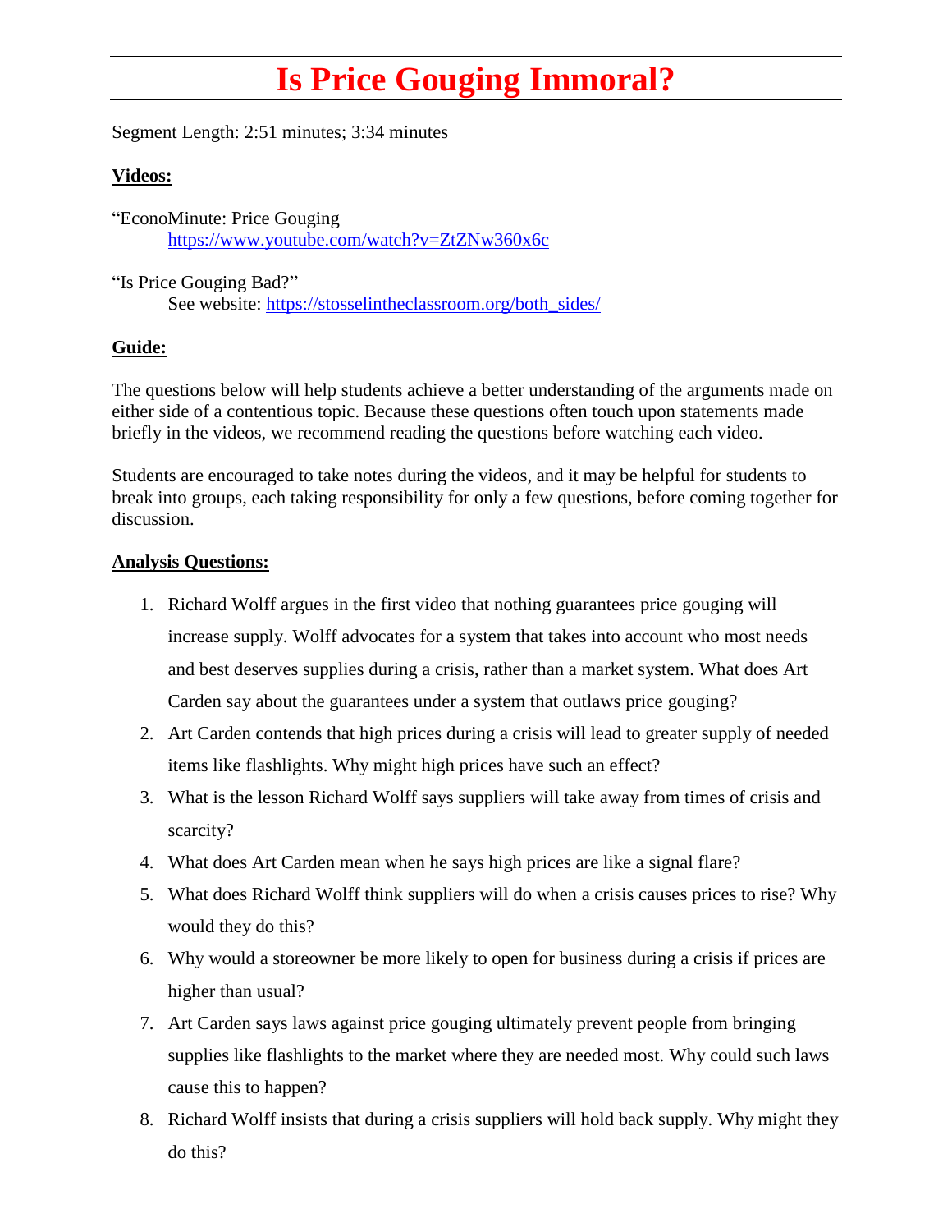# Is Price Gouging Immoral?

Segment Length: 2:51 minutes; 3:34 minutes

**Videos:**

"EconoMinute: Price Gouging
https://www.youtube.com/watch?v=ZtZNw360x6c

"Is Price Gouging Bad?"
See website: https://stosselintheclassroom.org/both_sides/

**Guide:**

The questions below will help students achieve a better understanding of the arguments made on either side of a contentious topic. Because these questions often touch upon statements made briefly in the videos, we recommend reading the questions before watching each video.

Students are encouraged to take notes during the videos, and it may be helpful for students to break into groups, each taking responsibility for only a few questions, before coming together for discussion.

**Analysis Questions:**

1. Richard Wolff argues in the first video that nothing guarantees price gouging will increase supply. Wolff advocates for a system that takes into account who most needs and best deserves supplies during a crisis, rather than a market system. What does Art Carden say about the guarantees under a system that outlaws price gouging?
2. Art Carden contends that high prices during a crisis will lead to greater supply of needed items like flashlights. Why might high prices have such an effect?
3. What is the lesson Richard Wolff says suppliers will take away from times of crisis and scarcity?
4. What does Art Carden mean when he says high prices are like a signal flare?
5. What does Richard Wolff think suppliers will do when a crisis causes prices to rise? Why would they do this?
6. Why would a storeowner be more likely to open for business during a crisis if prices are higher than usual?
7. Art Carden says laws against price gouging ultimately prevent people from bringing supplies like flashlights to the market where they are needed most. Why could such laws cause this to happen?
8. Richard Wolff insists that during a crisis suppliers will hold back supply. Why might they do this?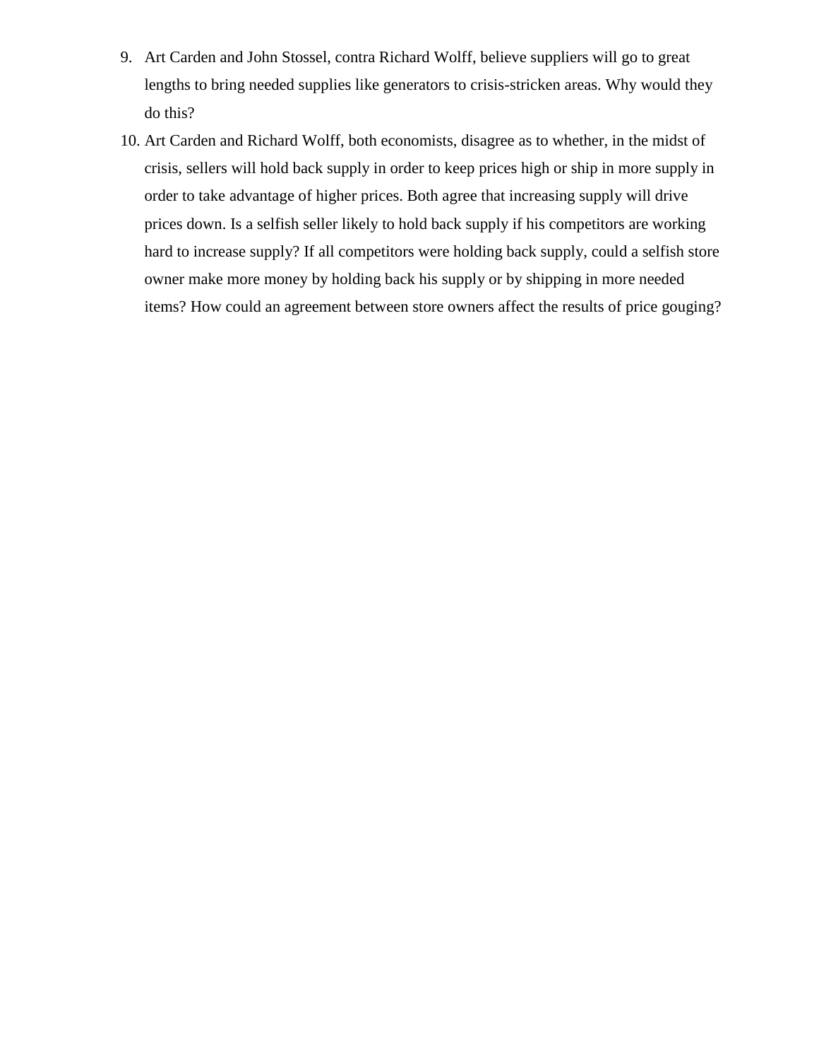9. Art Carden and John Stossel, contra Richard Wolff, believe suppliers will go to great lengths to bring needed supplies like generators to crisis-stricken areas. Why would they do this?
10. Art Carden and Richard Wolff, both economists, disagree as to whether, in the midst of crisis, sellers will hold back supply in order to keep prices high or ship in more supply in order to take advantage of higher prices. Both agree that increasing supply will drive prices down. Is a selfish seller likely to hold back supply if his competitors are working hard to increase supply? If all competitors were holding back supply, could a selfish store owner make more money by holding back his supply or by shipping in more needed items? How could an agreement between store owners affect the results of price gouging?